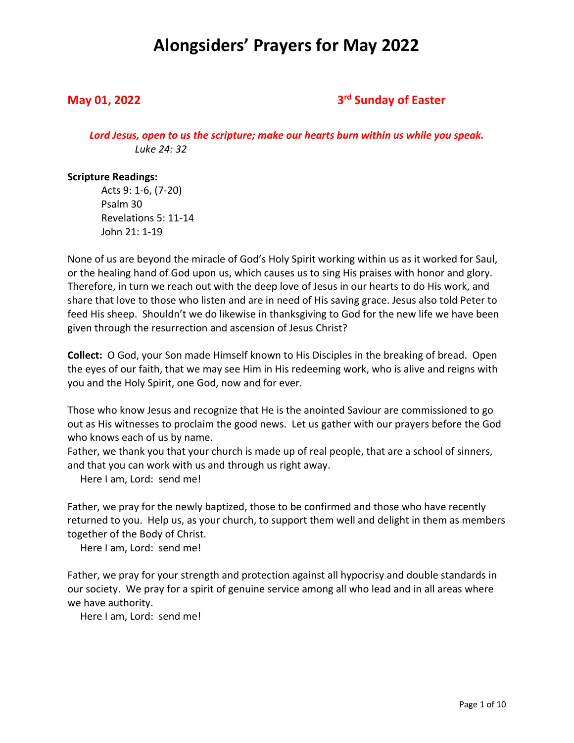# Alongsiders' Prayers for May 2022

## May 01, 2022 — 3rd Sunday of Easter

***Lord Jesus, open to us the scripture; make our hearts burn within us while you speak.***
*Luke 24: 32*

**Scripture Readings:**

Acts 9: 1-6, (7-20)
Psalm 30
Revelations 5: 11-14
John 21: 1-19

None of us are beyond the miracle of God's Holy Spirit working within us as it worked for Saul, or the healing hand of God upon us, which causes us to sing His praises with honor and glory. Therefore, in turn we reach out with the deep love of Jesus in our hearts to do His work, and share that love to those who listen and are in need of His saving grace. Jesus also told Peter to feed His sheep. Shouldn't we do likewise in thanksgiving to God for the new life we have been given through the resurrection and ascension of Jesus Christ?

**Collect:** O God, your Son made Himself known to His Disciples in the breaking of bread. Open the eyes of our faith, that we may see Him in His redeeming work, who is alive and reigns with you and the Holy Spirit, one God, now and for ever.

Those who know Jesus and recognize that He is the anointed Saviour are commissioned to go out as His witnesses to proclaim the good news. Let us gather with our prayers before the God who knows each of us by name.

Father, we thank you that your church is made up of real people, that are a school of sinners, and that you can work with us and through us right away.

Here I am, Lord: send me!

Father, we pray for the newly baptized, those to be confirmed and those who have recently returned to you. Help us, as your church, to support them well and delight in them as members together of the Body of Christ.

Here I am, Lord: send me!

Father, we pray for your strength and protection against all hypocrisy and double standards in our society. We pray for a spirit of genuine service among all who lead and in all areas where we have authority.

Here I am, Lord: send me!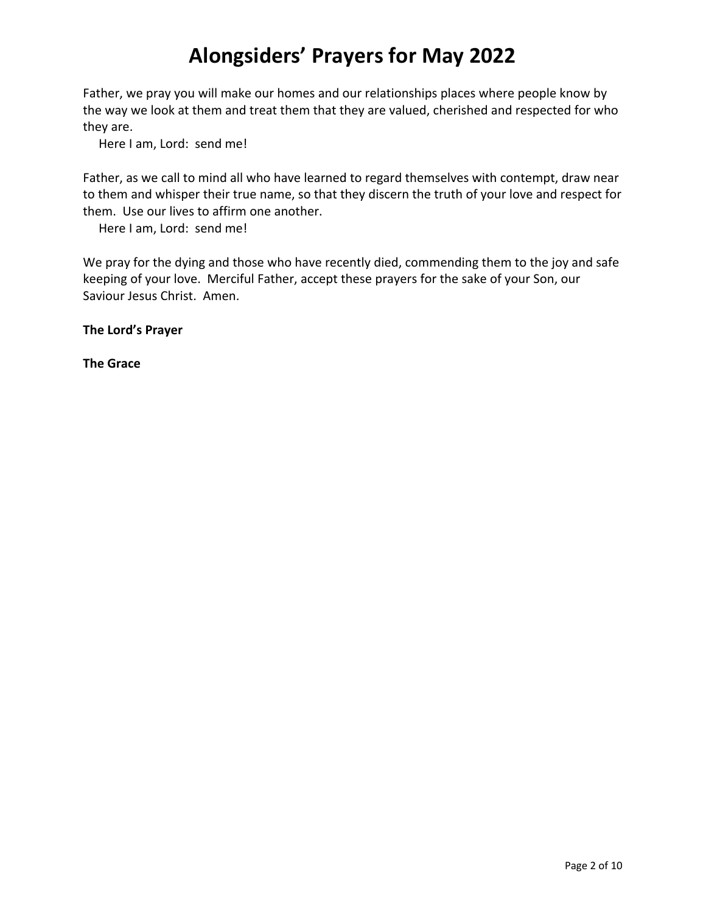# Alongsiders' Prayers for May 2022

Father, we pray you will make our homes and our relationships places where people know by the way we look at them and treat them that they are valued, cherished and respected for who they are.

Here I am, Lord: send me!

Father, as we call to mind all who have learned to regard themselves with contempt, draw near to them and whisper their true name, so that they discern the truth of your love and respect for them. Use our lives to affirm one another.

Here I am, Lord: send me!

We pray for the dying and those who have recently died, commending them to the joy and safe keeping of your love. Merciful Father, accept these prayers for the sake of your Son, our Saviour Jesus Christ. Amen.

**The Lord's Prayer**

**The Grace**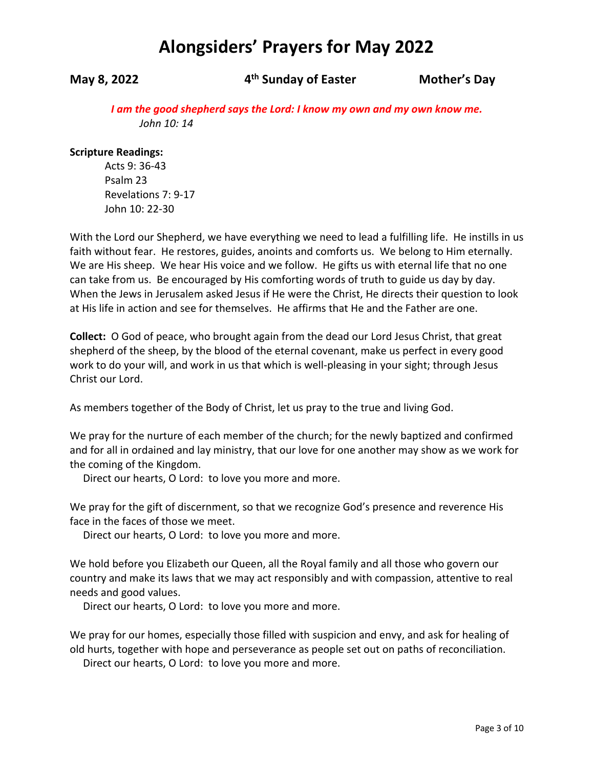# Alongsiders' Prayers for May 2022

**May 8, 2022** **4th Sunday of Easter** **Mother's Day**

***I am the good shepherd says the Lord: I know my own and my own know me.***
*John 10: 14*

**Scripture Readings:**

Acts 9: 36-43
Psalm 23
Revelations 7: 9-17
John 10: 22-30

With the Lord our Shepherd, we have everything we need to lead a fulfilling life. He instills in us faith without fear. He restores, guides, anoints and comforts us. We belong to Him eternally. We are His sheep. We hear His voice and we follow. He gifts us with eternal life that no one can take from us. Be encouraged by His comforting words of truth to guide us day by day. When the Jews in Jerusalem asked Jesus if He were the Christ, He directs their question to look at His life in action and see for themselves. He affirms that He and the Father are one.

**Collect:** O God of peace, who brought again from the dead our Lord Jesus Christ, that great shepherd of the sheep, by the blood of the eternal covenant, make us perfect in every good work to do your will, and work in us that which is well-pleasing in your sight; through Jesus Christ our Lord.

As members together of the Body of Christ, let us pray to the true and living God.

We pray for the nurture of each member of the church; for the newly baptized and confirmed and for all in ordained and lay ministry, that our love for one another may show as we work for the coming of the Kingdom.
Direct our hearts, O Lord: to love you more and more.

We pray for the gift of discernment, so that we recognize God's presence and reverence His face in the faces of those we meet.
Direct our hearts, O Lord: to love you more and more.

We hold before you Elizabeth our Queen, all the Royal family and all those who govern our country and make its laws that we may act responsibly and with compassion, attentive to real needs and good values.
Direct our hearts, O Lord: to love you more and more.

We pray for our homes, especially those filled with suspicion and envy, and ask for healing of old hurts, together with hope and perseverance as people set out on paths of reconciliation.
Direct our hearts, O Lord: to love you more and more.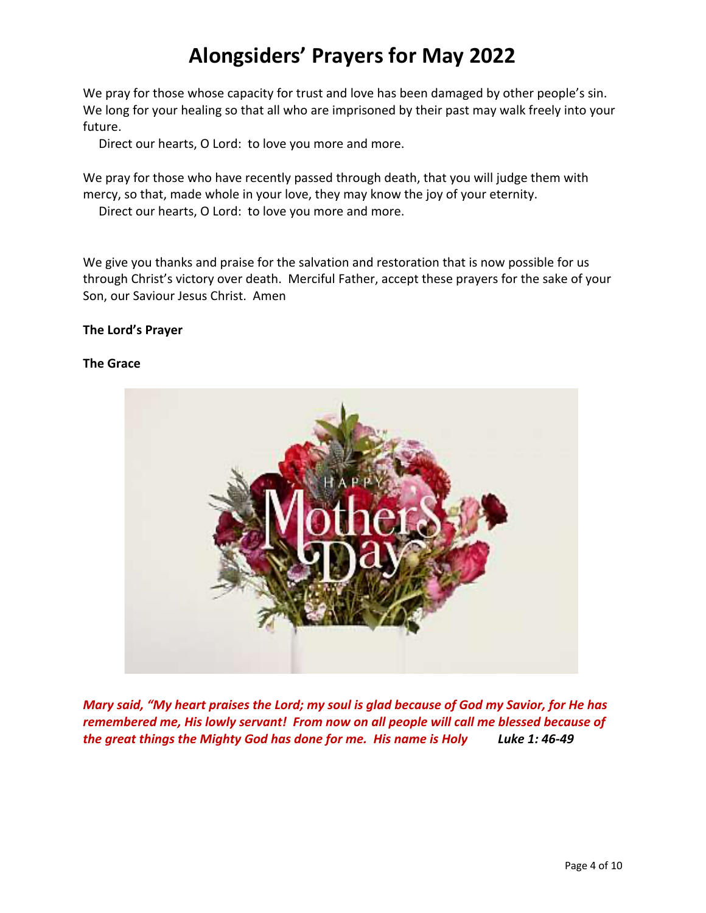# Alongsiders' Prayers for May 2022

We pray for those whose capacity for trust and love has been damaged by other people's sin. We long for your healing so that all who are imprisoned by their past may walk freely into your future.

Direct our hearts, O Lord: to love you more and more.

We pray for those who have recently passed through death, that you will judge them with mercy, so that, made whole in your love, they may know the joy of your eternity.

Direct our hearts, O Lord: to love you more and more.

We give you thanks and praise for the salvation and restoration that is now possible for us through Christ's victory over death. Merciful Father, accept these prayers for the sake of your Son, our Saviour Jesus Christ. Amen

**The Lord's Prayer**

**The Grace**

***Mary said, "My heart praises the Lord; my soul is glad because of God my Savior, for He has remembered me, His lowly servant! From now on all people will call me blessed because of the great things the Mighty God has done for me. His name is Holy*** ***Luke 1: 46-49***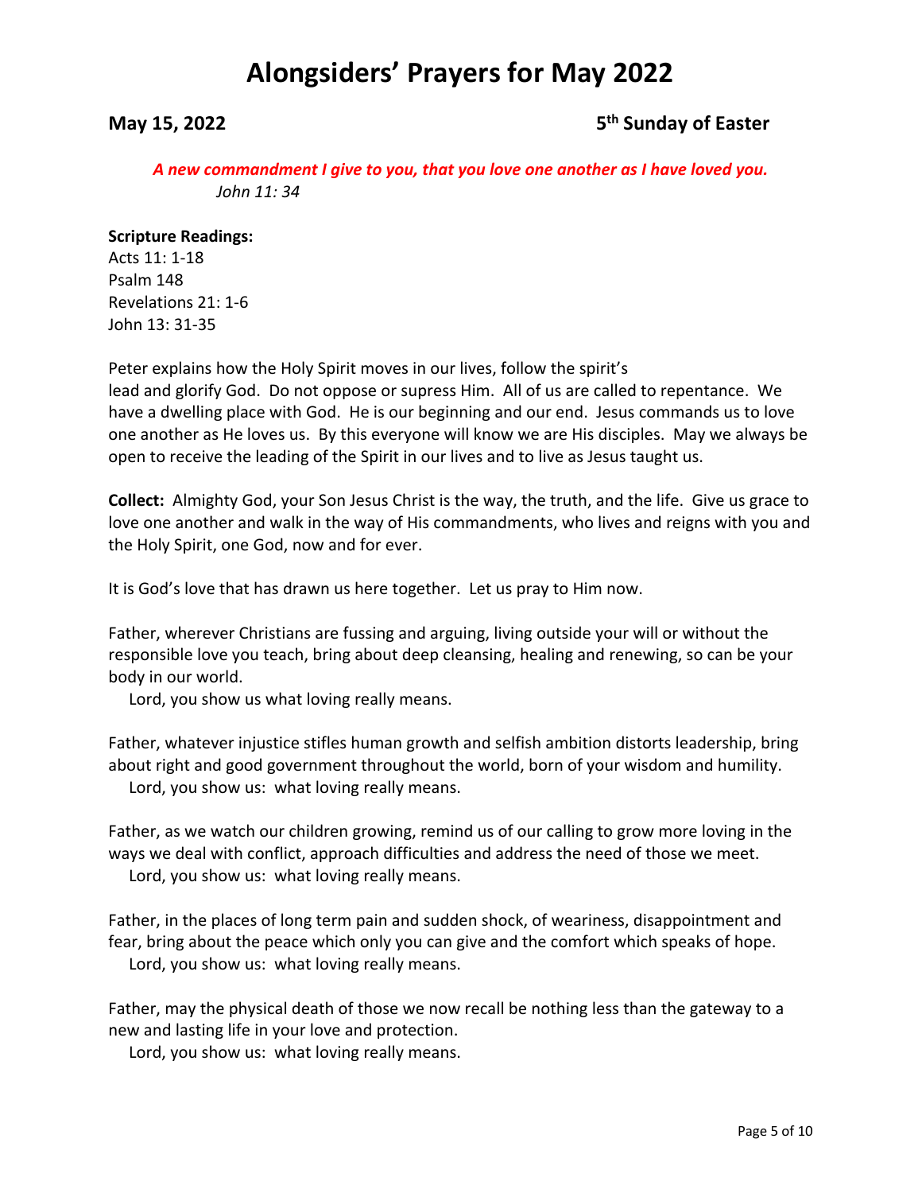# Alongsiders' Prayers for May 2022

**May 15, 2022** **5th Sunday of Easter**

***A new commandment I give to you, that you love one another as I have loved you.***
*John 11: 34*

**Scripture Readings:**
Acts 11: 1-18
Psalm 148
Revelations 21: 1-6
John 13: 31-35

Peter explains how the Holy Spirit moves in our lives, follow the spirit's lead and glorify God. Do not oppose or supress Him. All of us are called to repentance. We have a dwelling place with God. He is our beginning and our end. Jesus commands us to love one another as He loves us. By this everyone will know we are His disciples. May we always be open to receive the leading of the Spirit in our lives and to live as Jesus taught us.

**Collect:** Almighty God, your Son Jesus Christ is the way, the truth, and the life. Give us grace to love one another and walk in the way of His commandments, who lives and reigns with you and the Holy Spirit, one God, now and for ever.

It is God's love that has drawn us here together. Let us pray to Him now.

Father, wherever Christians are fussing and arguing, living outside your will or without the responsible love you teach, bring about deep cleansing, healing and renewing, so can be your body in our world.
Lord, you show us what loving really means.

Father, whatever injustice stifles human growth and selfish ambition distorts leadership, bring about right and good government throughout the world, born of your wisdom and humility.
Lord, you show us: what loving really means.

Father, as we watch our children growing, remind us of our calling to grow more loving in the ways we deal with conflict, approach difficulties and address the need of those we meet.
Lord, you show us: what loving really means.

Father, in the places of long term pain and sudden shock, of weariness, disappointment and fear, bring about the peace which only you can give and the comfort which speaks of hope.
Lord, you show us: what loving really means.

Father, may the physical death of those we now recall be nothing less than the gateway to a new and lasting life in your love and protection.
Lord, you show us: what loving really means.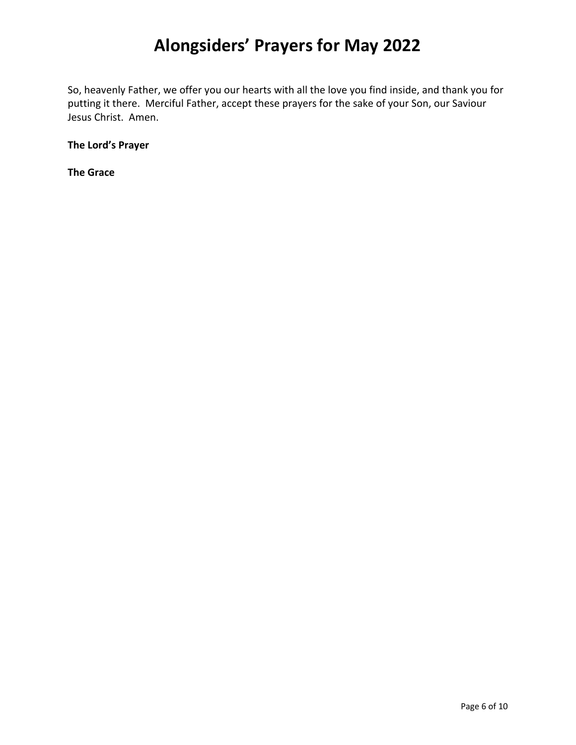# Alongsiders' Prayers for May 2022

So, heavenly Father, we offer you our hearts with all the love you find inside, and thank you for putting it there. Merciful Father, accept these prayers for the sake of your Son, our Saviour Jesus Christ. Amen.

**The Lord's Prayer**

**The Grace**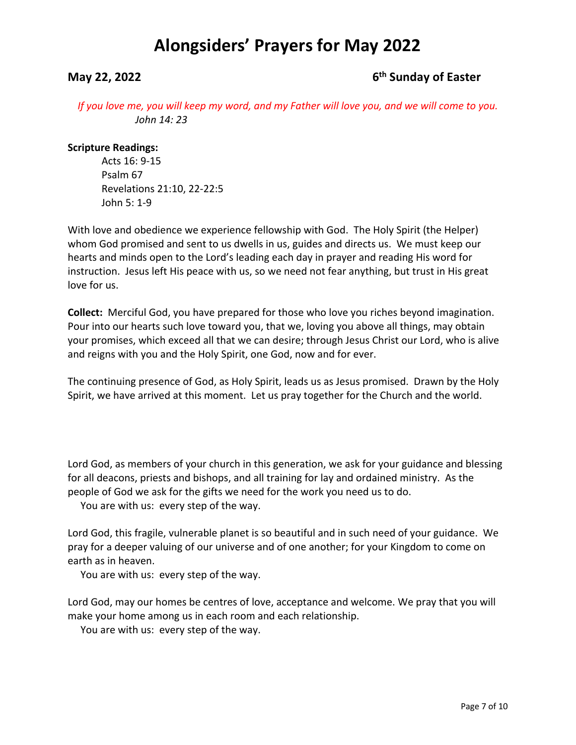# Alongsiders' Prayers for May 2022

**May 22, 2022** **6th Sunday of Easter**

*If you love me, you will keep my word, and my Father will love you, and we will come to you.*
*John 14: 23*

**Scripture Readings:**

Acts 16: 9-15
Psalm 67
Revelations 21:10, 22-22:5
John 5: 1-9

With love and obedience we experience fellowship with God. The Holy Spirit (the Helper) whom God promised and sent to us dwells in us, guides and directs us. We must keep our hearts and minds open to the Lord's leading each day in prayer and reading His word for instruction. Jesus left His peace with us, so we need not fear anything, but trust in His great love for us.

**Collect:** Merciful God, you have prepared for those who love you riches beyond imagination. Pour into our hearts such love toward you, that we, loving you above all things, may obtain your promises, which exceed all that we can desire; through Jesus Christ our Lord, who is alive and reigns with you and the Holy Spirit, one God, now and for ever.

The continuing presence of God, as Holy Spirit, leads us as Jesus promised. Drawn by the Holy Spirit, we have arrived at this moment. Let us pray together for the Church and the world.

Lord God, as members of your church in this generation, we ask for your guidance and blessing for all deacons, priests and bishops, and all training for lay and ordained ministry. As the people of God we ask for the gifts we need for the work you need us to do.

You are with us: every step of the way.

Lord God, this fragile, vulnerable planet is so beautiful and in such need of your guidance. We pray for a deeper valuing of our universe and of one another; for your Kingdom to come on earth as in heaven.

You are with us: every step of the way.

Lord God, may our homes be centres of love, acceptance and welcome. We pray that you will make your home among us in each room and each relationship.

You are with us: every step of the way.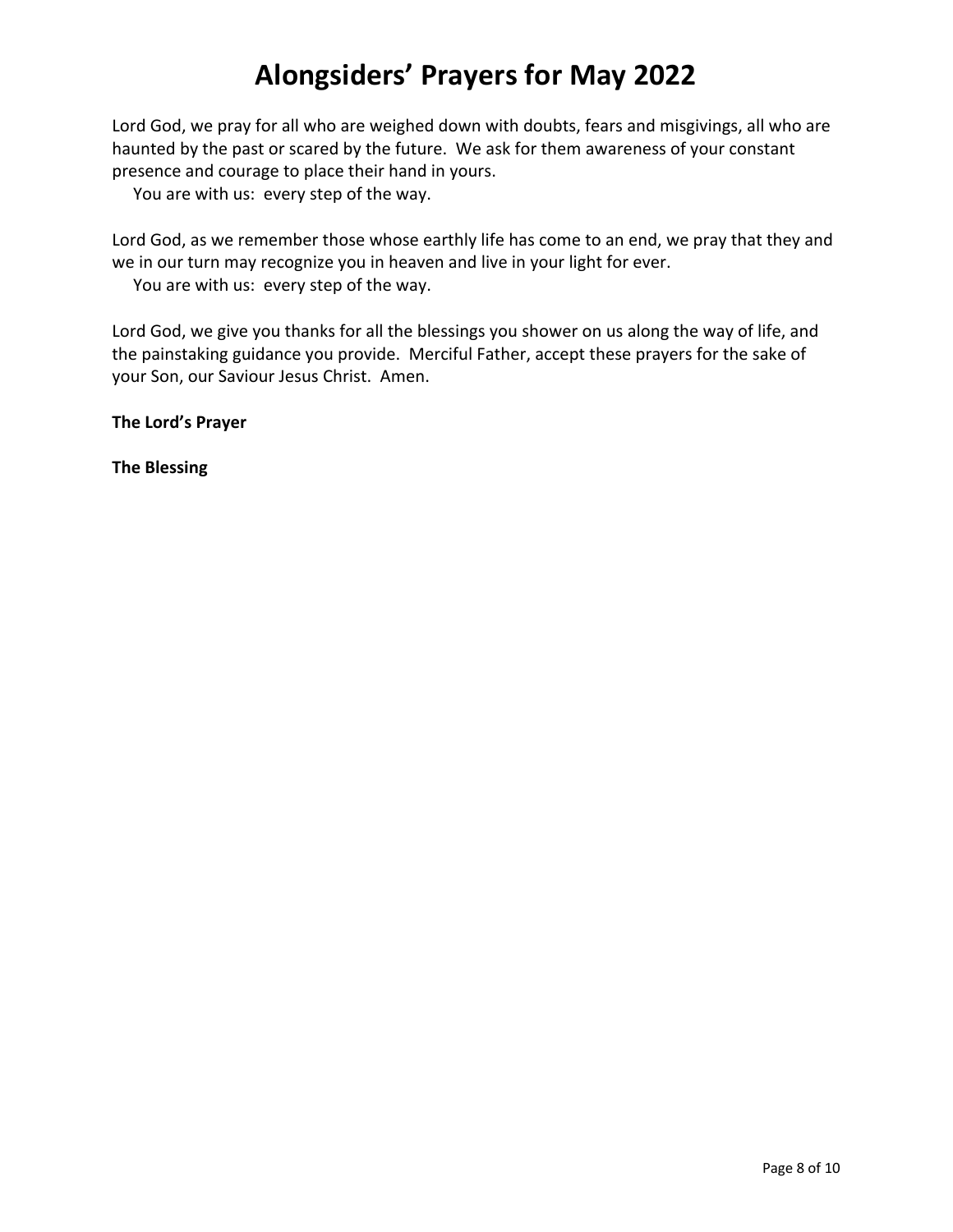# Alongsiders' Prayers for May 2022

Lord God, we pray for all who are weighed down with doubts, fears and misgivings, all who are haunted by the past or scared by the future. We ask for them awareness of your constant presence and courage to place their hand in yours.

You are with us: every step of the way.

Lord God, as we remember those whose earthly life has come to an end, we pray that they and we in our turn may recognize you in heaven and live in your light for ever.

You are with us: every step of the way.

Lord God, we give you thanks for all the blessings you shower on us along the way of life, and the painstaking guidance you provide. Merciful Father, accept these prayers for the sake of your Son, our Saviour Jesus Christ. Amen.

**The Lord's Prayer**

**The Blessing**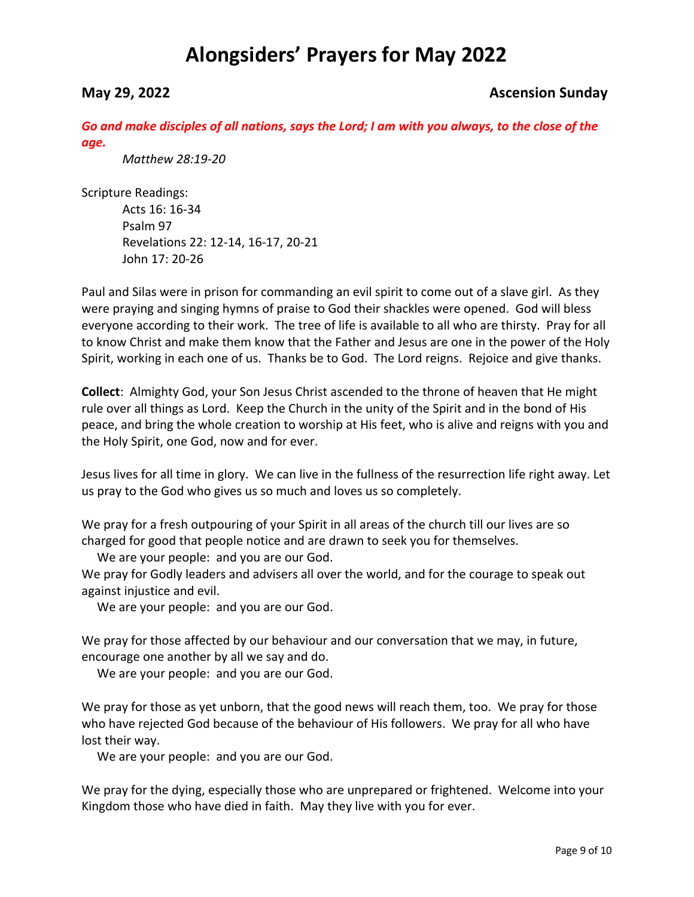# Alongsiders' Prayers for May 2022

**May 29, 2022** **Ascension Sunday**

***Go and make disciples of all nations, says the Lord; I am with you always, to the close of the age.***

*Matthew 28:19-20*

Scripture Readings:

Acts 16: 16-34
Psalm 97
Revelations 22: 12-14, 16-17, 20-21
John 17: 20-26

Paul and Silas were in prison for commanding an evil spirit to come out of a slave girl. As they were praying and singing hymns of praise to God their shackles were opened. God will bless everyone according to their work. The tree of life is available to all who are thirsty. Pray for all to know Christ and make them know that the Father and Jesus are one in the power of the Holy Spirit, working in each one of us. Thanks be to God. The Lord reigns. Rejoice and give thanks.

**Collect**: Almighty God, your Son Jesus Christ ascended to the throne of heaven that He might rule over all things as Lord. Keep the Church in the unity of the Spirit and in the bond of His peace, and bring the whole creation to worship at His feet, who is alive and reigns with you and the Holy Spirit, one God, now and for ever.

Jesus lives for all time in glory. We can live in the fullness of the resurrection life right away. Let us pray to the God who gives us so much and loves us so completely.

We pray for a fresh outpouring of your Spirit in all areas of the church till our lives are so charged for good that people notice and are drawn to seek you for themselves.

We are your people: and you are our God.

We pray for Godly leaders and advisers all over the world, and for the courage to speak out against injustice and evil.

We are your people: and you are our God.

We pray for those affected by our behaviour and our conversation that we may, in future, encourage one another by all we say and do.

We are your people: and you are our God.

We pray for those as yet unborn, that the good news will reach them, too. We pray for those who have rejected God because of the behaviour of His followers. We pray for all who have lost their way.

We are your people: and you are our God.

We pray for the dying, especially those who are unprepared or frightened. Welcome into your Kingdom those who have died in faith. May they live with you for ever.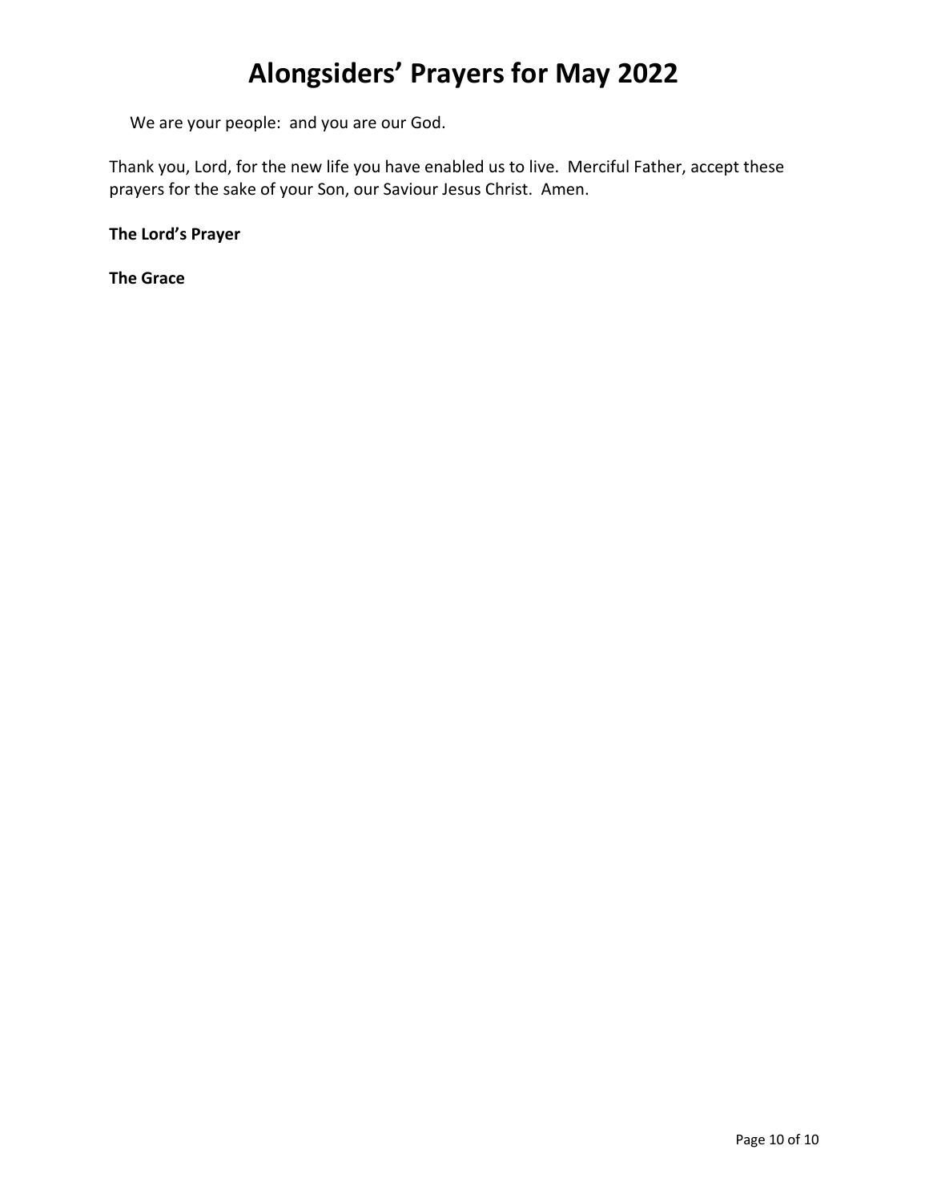# Alongsiders' Prayers for May 2022

We are your people: and you are our God.

Thank you, Lord, for the new life you have enabled us to live. Merciful Father, accept these prayers for the sake of your Son, our Saviour Jesus Christ. Amen.

**The Lord's Prayer**

**The Grace**